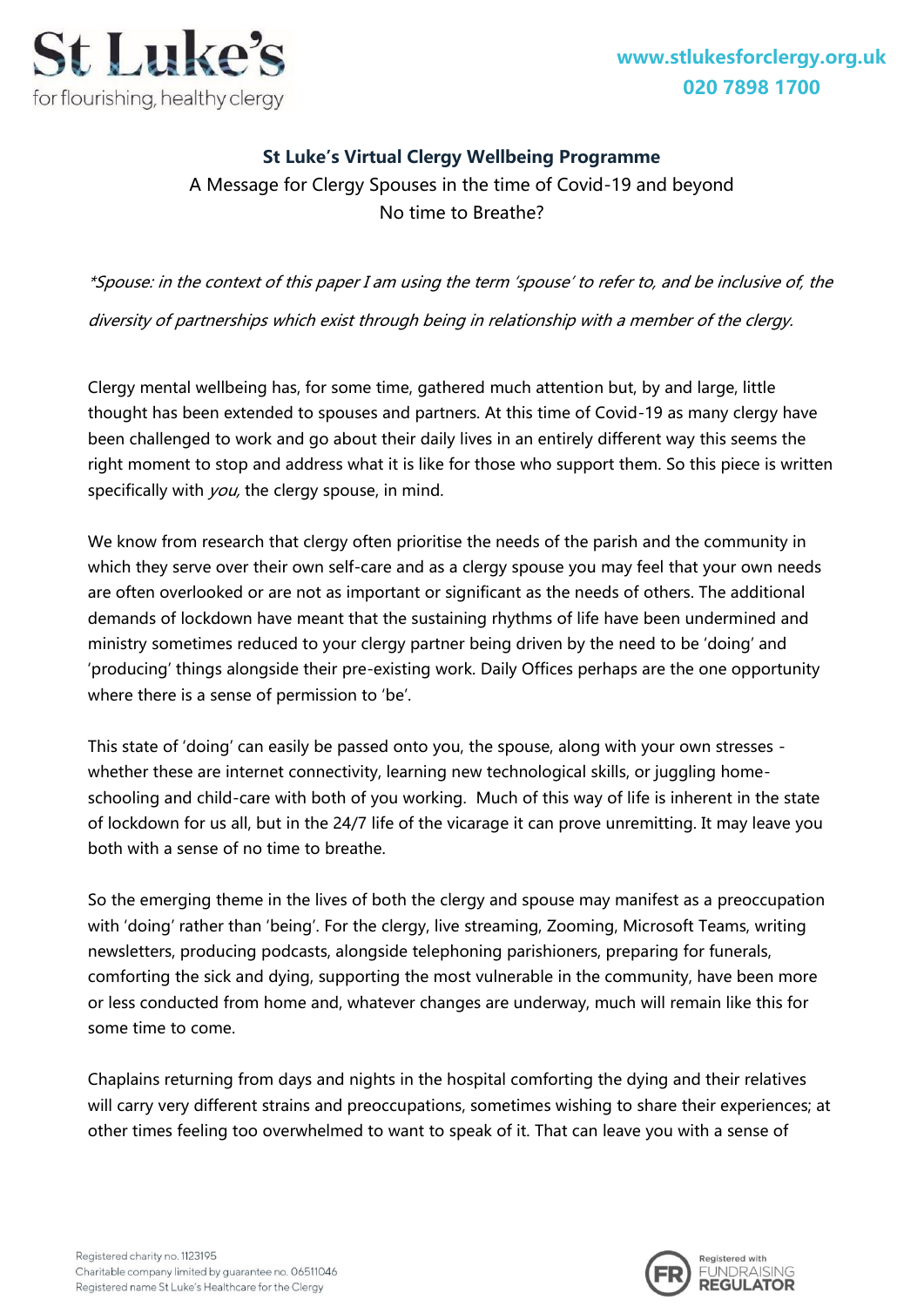**St Luke's Virtual Clergy Wellbeing Programme**

A Message for Clergy Spouses in the time of Covid-19 and beyond

No time to Breathe?

*\*Spouse: in the context of this paper I am using the term 'spouse' to refer to, and be inclusive of, the diversity of partnerships which exist through being in relationship with a member of the clergy.*

Clergy mental wellbeing has, for some time, gathered much attention but, by and large, little thought has been extended to spouses and partners. At this time of Covid-19 as many clergy have been challenged to work and go about their daily lives in an entirely different way this seems the right moment to stop and address what it is like for those who support them. So this piece is written specifically with *you,* the clergy spouse, in mind.

We know from research that clergy often prioritise the needs of the parish and the community in which they serve over their own self-care and as a clergy spouse you may feel that your own needs are often overlooked or are not as important or significant as the needs of others. The additional demands of lockdown have meant that the sustaining rhythms of life have been undermined and ministry sometimes reduced to your clergy partner being driven by the need to be 'doing' and 'producing' things alongside their pre-existing work. Daily Offices perhaps are the one opportunity where there is a sense of permission to 'be'.

This state of 'doing' can easily be passed onto you, the spouse, along with your own stresses - whether these are internet connectivity, learning new technological skills, or juggling home-schooling and child-care with both of you working. Much of this way of life is inherent in the state of lockdown for us all, but in the 24/7 life of the vicarage it can prove unremitting. It may leave you both with a sense of no time to breathe.

So the emerging theme in the lives of both the clergy and spouse may manifest as a preoccupation with 'doing' rather than 'being'. For the clergy, live streaming, Zooming, Microsoft Teams, writing newsletters, producing podcasts, alongside telephoning parishioners, preparing for funerals, comforting the sick and dying, supporting the most vulnerable in the community, have been more or less conducted from home and, whatever changes are underway, much will remain like this for some time to come.

Chaplains returning from days and nights in the hospital comforting the dying and their relatives will carry very different strains and preoccupations, sometimes wishing to share their experiences; at other times feeling too overwhelmed to want to speak of it. That can leave you with a sense of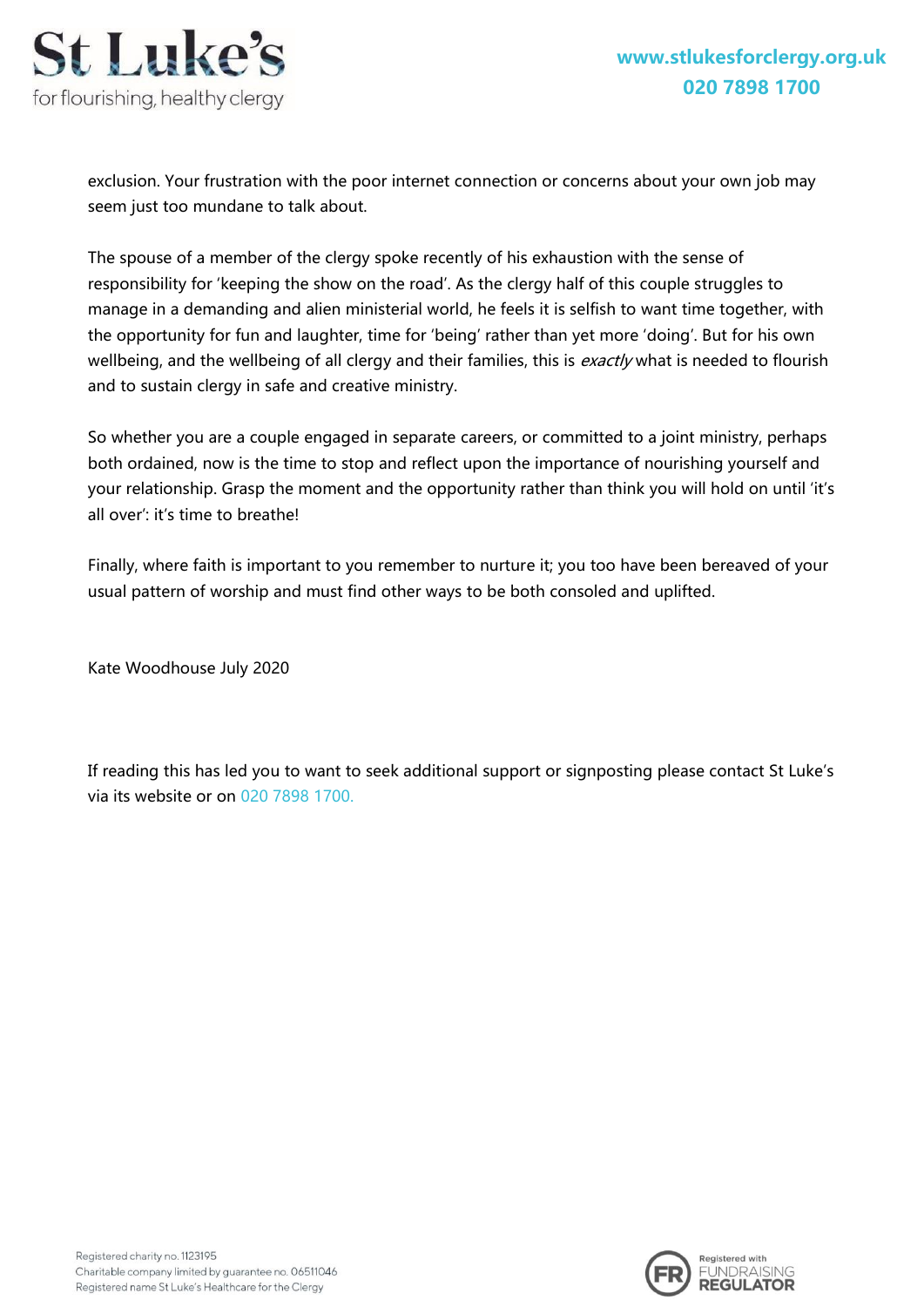exclusion. Your frustration with the poor internet connection or concerns about your own job may seem just too mundane to talk about.

The spouse of a member of the clergy spoke recently of his exhaustion with the sense of responsibility for 'keeping the show on the road'. As the clergy half of this couple struggles to manage in a demanding and alien ministerial world, he feels it is selfish to want time together, with the opportunity for fun and laughter, time for 'being' rather than yet more 'doing'. But for his own wellbeing, and the wellbeing of all clergy and their families, this is *exactly* what is needed to flourish and to sustain clergy in safe and creative ministry.

So whether you are a couple engaged in separate careers, or committed to a joint ministry, perhaps both ordained, now is the time to stop and reflect upon the importance of nourishing yourself and your relationship. Grasp the moment and the opportunity rather than think you will hold on until 'it's all over': it's time to breathe!

Finally, where faith is important to you remember to nurture it; you too have been bereaved of your usual pattern of worship and must find other ways to be both consoled and uplifted.

Kate Woodhouse July 2020

If reading this has led you to want to seek additional support or signposting please contact St Luke's via its website or on 020 7898 1700.